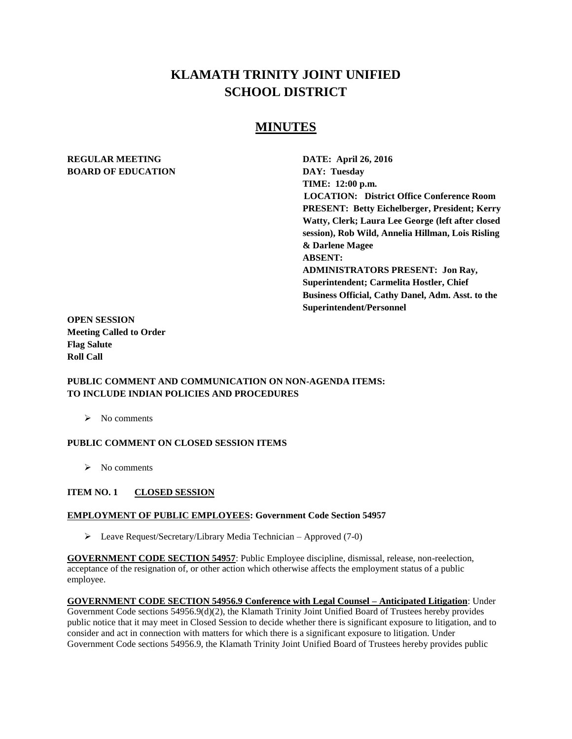# KLAMATH TRINITY JOINT UNIFIED SCHOOL DISTRICT

## MINUTES

**REGULAR MEETING**
**BOARD OF EDUCATION**

**DATE: April 26, 2016**
**DAY: Tuesday**
**TIME: 12:00 p.m.**
**LOCATION: District Office Conference Room**
**PRESENT: Betty Eichelberger, President; Kerry Watty, Clerk; Laura Lee George (left after closed session), Rob Wild, Annelia Hillman, Lois Risling & Darlene Magee**
**ABSENT:**
**ADMINISTRATORS PRESENT: Jon Ray, Superintendent; Carmelita Hostler, Chief Business Official, Cathy Danel, Adm. Asst. to the Superintendent/Personnel**

**OPEN SESSION**
**Meeting Called to Order**
**Flag Salute**
**Roll Call**

**PUBLIC COMMENT AND COMMUNICATION ON NON-AGENDA ITEMS: TO INCLUDE INDIAN POLICIES AND PROCEDURES**

- No comments

**PUBLIC COMMENT ON CLOSED SESSION ITEMS**

- No comments

**ITEM NO. 1 CLOSED SESSION**

**EMPLOYMENT OF PUBLIC EMPLOYEES: Government Code Section 54957**

- Leave Request/Secretary/Library Media Technician – Approved (7-0)

**GOVERNMENT CODE SECTION 54957**: Public Employee discipline, dismissal, release, non-reelection, acceptance of the resignation of, or other action which otherwise affects the employment status of a public employee.

**GOVERNMENT CODE SECTION 54956.9 Conference with Legal Counsel – Anticipated Litigation**: Under Government Code sections 54956.9(d)(2), the Klamath Trinity Joint Unified Board of Trustees hereby provides public notice that it may meet in Closed Session to decide whether there is significant exposure to litigation, and to consider and act in connection with matters for which there is a significant exposure to litigation. Under Government Code sections 54956.9, the Klamath Trinity Joint Unified Board of Trustees hereby provides public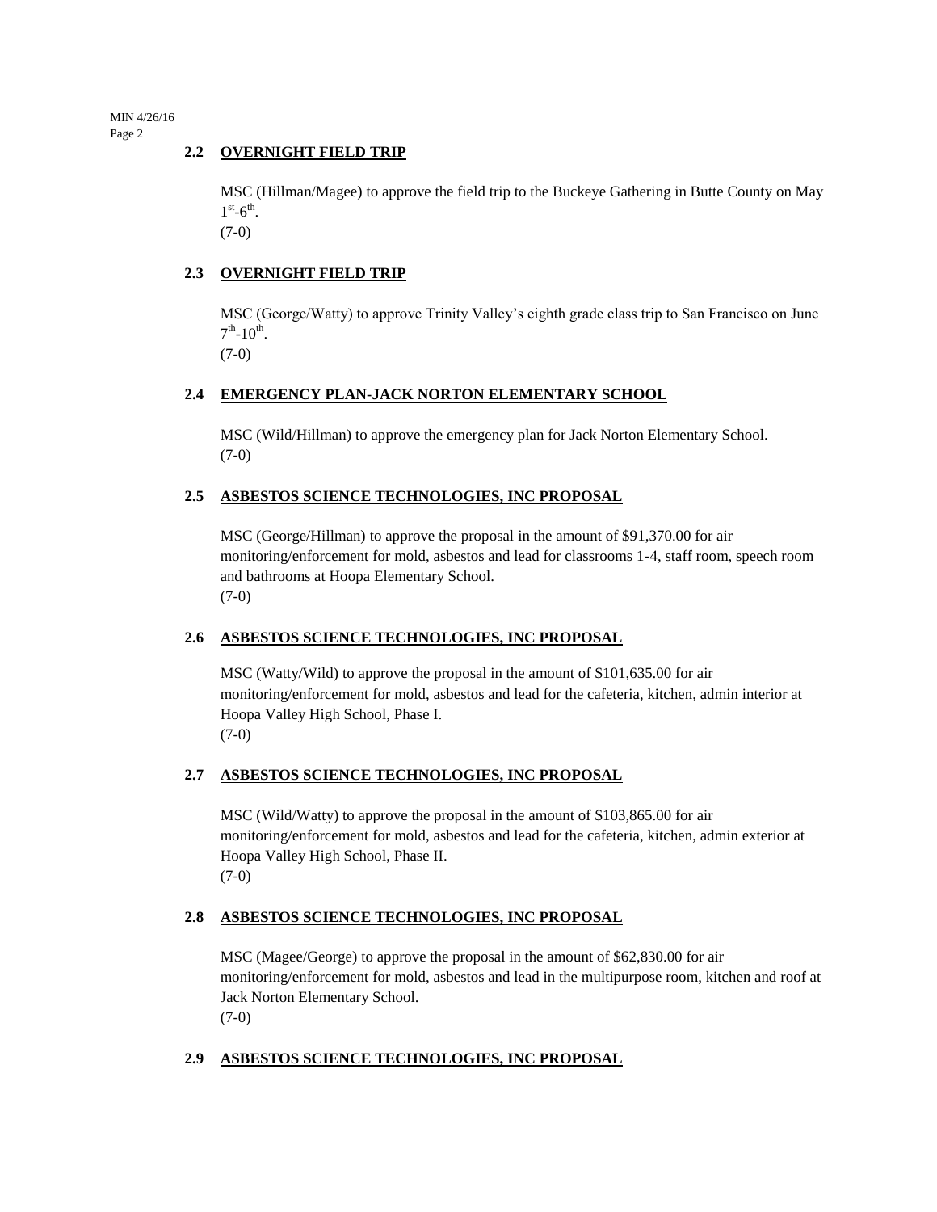### 2.2 OVERNIGHT FIELD TRIP

MSC (Hillman/Magee) to approve the field trip to the Buckeye Gathering in Butte County on May 1st-6th.
(7-0)

### 2.3 OVERNIGHT FIELD TRIP

MSC (George/Watty) to approve Trinity Valley's eighth grade class trip to San Francisco on June 7th-10th.
(7-0)

### 2.4 EMERGENCY PLAN-JACK NORTON ELEMENTARY SCHOOL

MSC (Wild/Hillman) to approve the emergency plan for Jack Norton Elementary School.
(7-0)

### 2.5 ASBESTOS SCIENCE TECHNOLOGIES, INC PROPOSAL

MSC (George/Hillman) to approve the proposal in the amount of $91,370.00 for air monitoring/enforcement for mold, asbestos and lead for classrooms 1-4, staff room, speech room and bathrooms at Hoopa Elementary School.
(7-0)

### 2.6 ASBESTOS SCIENCE TECHNOLOGIES, INC PROPOSAL

MSC (Watty/Wild) to approve the proposal in the amount of $101,635.00 for air monitoring/enforcement for mold, asbestos and lead for the cafeteria, kitchen, admin interior at Hoopa Valley High School, Phase I.
(7-0)

### 2.7 ASBESTOS SCIENCE TECHNOLOGIES, INC PROPOSAL

MSC (Wild/Watty) to approve the proposal in the amount of $103,865.00 for air monitoring/enforcement for mold, asbestos and lead for the cafeteria, kitchen, admin exterior at Hoopa Valley High School, Phase II.
(7-0)

### 2.8 ASBESTOS SCIENCE TECHNOLOGIES, INC PROPOSAL

MSC (Magee/George) to approve the proposal in the amount of $62,830.00 for air monitoring/enforcement for mold, asbestos and lead in the multipurpose room, kitchen and roof at Jack Norton Elementary School.
(7-0)

### 2.9 ASBESTOS SCIENCE TECHNOLOGIES, INC PROPOSAL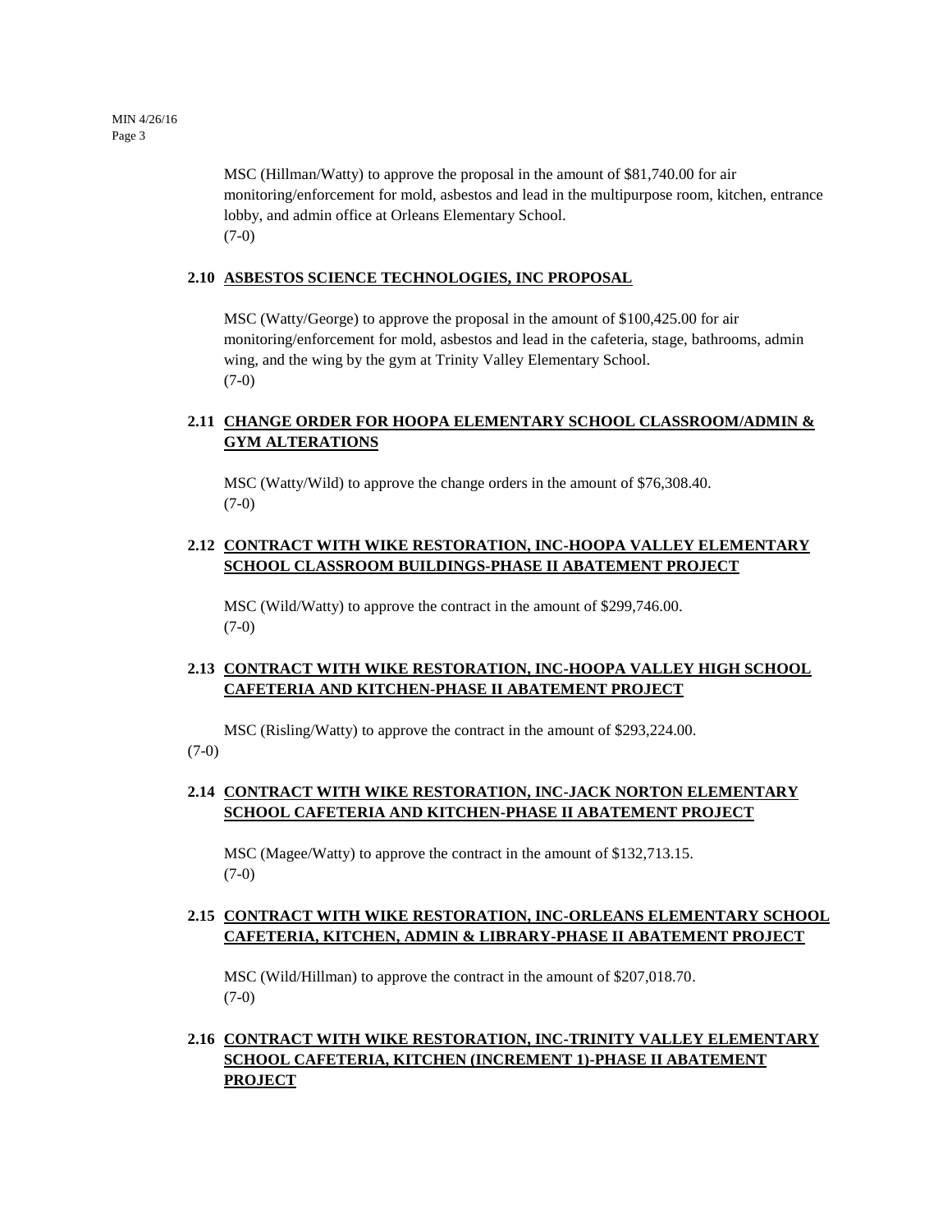MSC (Hillman/Watty) to approve the proposal in the amount of $81,740.00 for air monitoring/enforcement for mold, asbestos and lead in the multipurpose room, kitchen, entrance lobby, and admin office at Orleans Elementary School.
(7-0)

**2.10 ASBESTOS SCIENCE TECHNOLOGIES, INC PROPOSAL**

MSC (Watty/George) to approve the proposal in the amount of $100,425.00 for air monitoring/enforcement for mold, asbestos and lead in the cafeteria, stage, bathrooms, admin wing, and the wing by the gym at Trinity Valley Elementary School.
(7-0)

**2.11 CHANGE ORDER FOR HOOPA ELEMENTARY SCHOOL CLASSROOM/ADMIN & GYM ALTERATIONS**

MSC (Watty/Wild) to approve the change orders in the amount of $76,308.40.
(7-0)

**2.12 CONTRACT WITH WIKE RESTORATION, INC-HOOPA VALLEY ELEMENTARY SCHOOL CLASSROOM BUILDINGS-PHASE II ABATEMENT PROJECT**

MSC (Wild/Watty) to approve the contract in the amount of $299,746.00.
(7-0)

**2.13 CONTRACT WITH WIKE RESTORATION, INC-HOOPA VALLEY HIGH SCHOOL CAFETERIA AND KITCHEN-PHASE II ABATEMENT PROJECT**

MSC (Risling/Watty) to approve the contract in the amount of $293,224.00.
(7-0)

**2.14 CONTRACT WITH WIKE RESTORATION, INC-JACK NORTON ELEMENTARY SCHOOL CAFETERIA AND KITCHEN-PHASE II ABATEMENT PROJECT**

MSC (Magee/Watty) to approve the contract in the amount of $132,713.15.
(7-0)

**2.15 CONTRACT WITH WIKE RESTORATION, INC-ORLEANS ELEMENTARY SCHOOL CAFETERIA, KITCHEN, ADMIN & LIBRARY-PHASE II ABATEMENT PROJECT**

MSC (Wild/Hillman) to approve the contract in the amount of $207,018.70.
(7-0)

**2.16 CONTRACT WITH WIKE RESTORATION, INC-TRINITY VALLEY ELEMENTARY SCHOOL CAFETERIA, KITCHEN (INCREMENT 1)-PHASE II ABATEMENT PROJECT**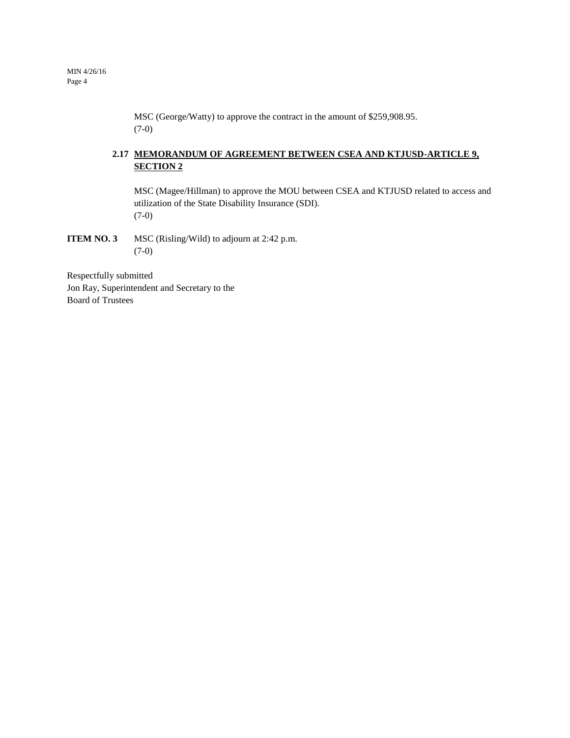MSC (George/Watty) to approve the contract in the amount of $259,908.95.
(7-0)

**2.17 MEMORANDUM OF AGREEMENT BETWEEN CSEA AND KTJUSD-ARTICLE 9, SECTION 2**

MSC (Magee/Hillman) to approve the MOU between CSEA and KTJUSD related to access and utilization of the State Disability Insurance (SDI).
(7-0)

**ITEM NO. 3** MSC (Risling/Wild) to adjourn at 2:42 p.m.
(7-0)

Respectfully submitted
Jon Ray, Superintendent and Secretary to the
Board of Trustees